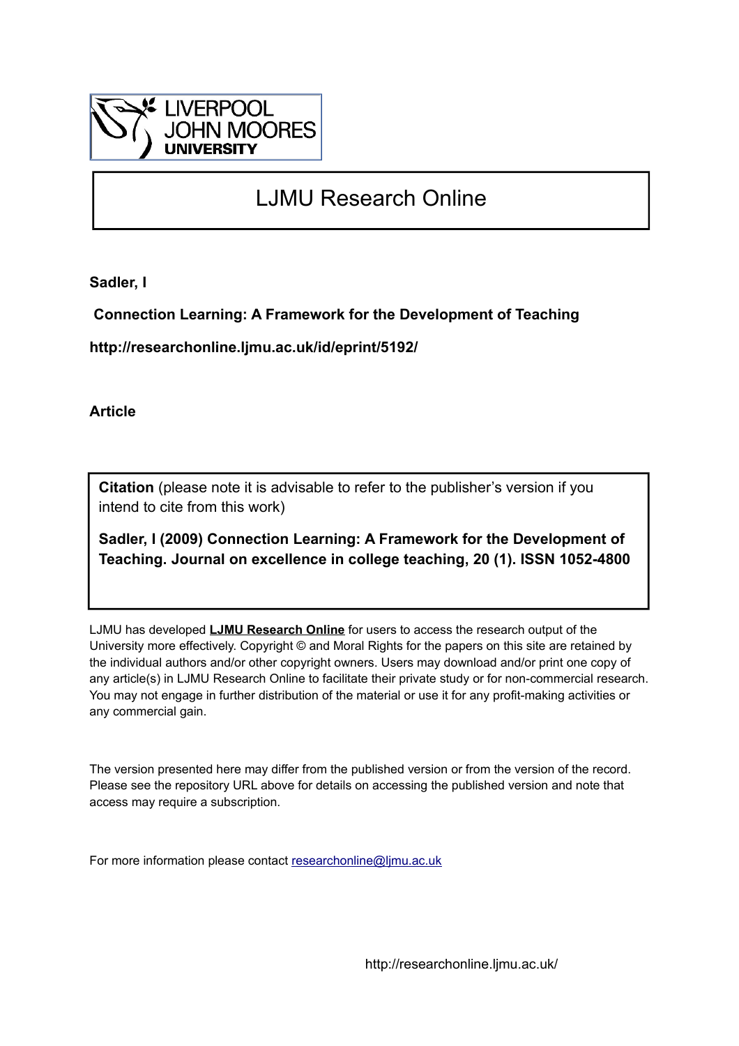LIVERPOOL JOHN MOORES UNIVERSITY

# LJMU Research Online

**Sadler, I**

**Connection Learning: A Framework for the Development of Teaching**

**http://researchonline.ljmu.ac.uk/id/eprint/5192/**

**Article**

**Citation** (please note it is advisable to refer to the publisher's version if you intend to cite from this work)

**Sadler, I (2009) Connection Learning: A Framework for the Development of Teaching. Journal on excellence in college teaching, 20 (1). ISSN 1052-4800**

LJMU has developed **LJMU Research Online** for users to access the research output of the University more effectively. Copyright © and Moral Rights for the papers on this site are retained by the individual authors and/or other copyright owners. Users may download and/or print one copy of any article(s) in LJMU Research Online to facilitate their private study or for non-commercial research. You may not engage in further distribution of the material or use it for any profit-making activities or any commercial gain.

The version presented here may differ from the published version or from the version of the record. Please see the repository URL above for details on accessing the published version and note that access may require a subscription.

For more information please contact researchonline@ljmu.ac.uk

http://researchonline.ljmu.ac.uk/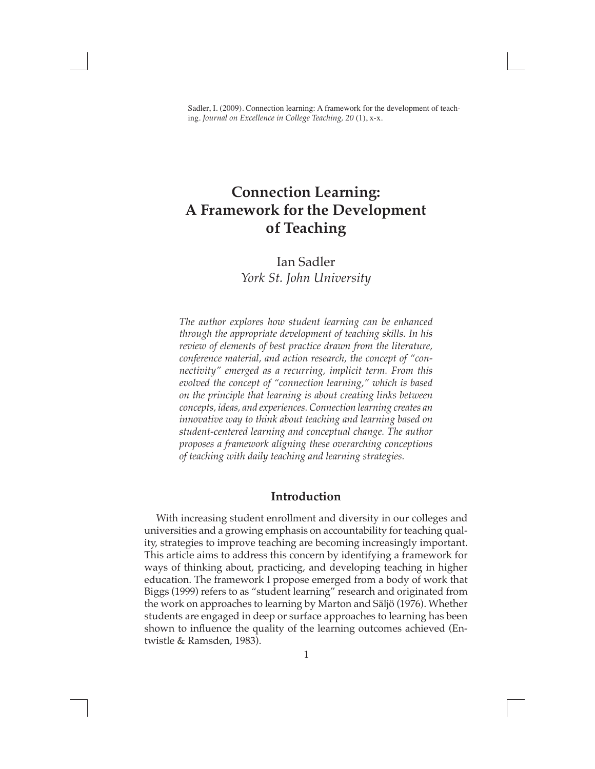Sadler, I. (2009). Connection learning: A framework for the development of teaching. *Journal on Excellence in College Teaching, 20* (1), x-x.

# Connection Learning: A Framework for the Development of Teaching

Ian Sadler
*York St. John University*

*The author explores how student learning can be enhanced through the appropriate development of teaching skills. In his review of elements of best practice drawn from the literature, conference material, and action research, the concept of "connectivity" emerged as a recurring, implicit term. From this evolved the concept of "connection learning," which is based on the principle that learning is about creating links between concepts, ideas, and experiences. Connection learning creates an innovative way to think about teaching and learning based on student-centered learning and conceptual change. The author proposes a framework aligning these overarching conceptions of teaching with daily teaching and learning strategies.*

## Introduction

With increasing student enrollment and diversity in our colleges and universities and a growing emphasis on accountability for teaching quality, strategies to improve teaching are becoming increasingly important. This article aims to address this concern by identifying a framework for ways of thinking about, practicing, and developing teaching in higher education. The framework I propose emerged from a body of work that Biggs (1999) refers to as "student learning" research and originated from the work on approaches to learning by Marton and Säljö (1976). Whether students are engaged in deep or surface approaches to learning has been shown to influence the quality of the learning outcomes achieved (Entwistle & Ramsden, 1983).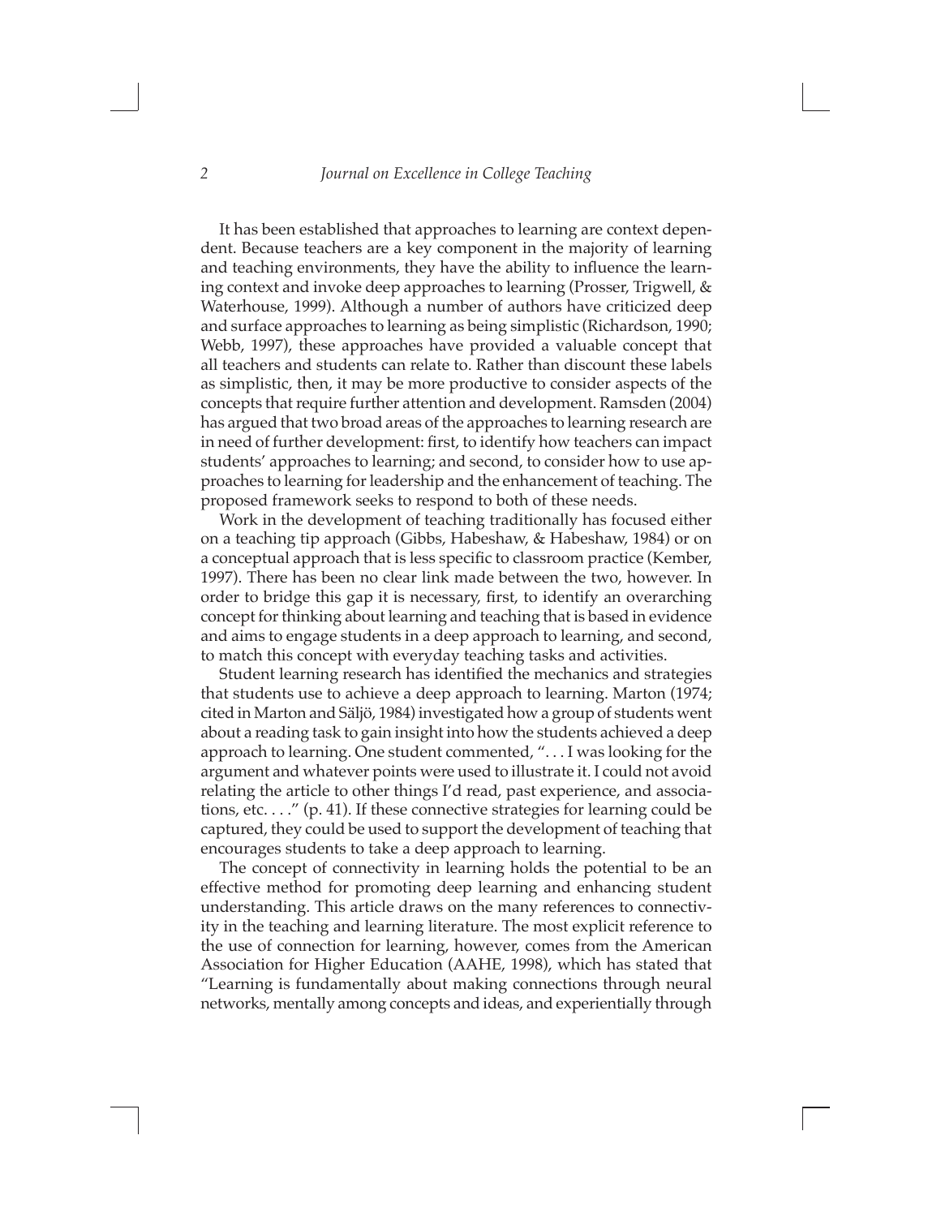It has been established that approaches to learning are context dependent. Because teachers are a key component in the majority of learning and teaching environments, they have the ability to influence the learning context and invoke deep approaches to learning (Prosser, Trigwell, & Waterhouse, 1999). Although a number of authors have criticized deep and surface approaches to learning as being simplistic (Richardson, 1990; Webb, 1997), these approaches have provided a valuable concept that all teachers and students can relate to. Rather than discount these labels as simplistic, then, it may be more productive to consider aspects of the concepts that require further attention and development. Ramsden (2004) has argued that two broad areas of the approaches to learning research are in need of further development: first, to identify how teachers can impact students' approaches to learning; and second, to consider how to use approaches to learning for leadership and the enhancement of teaching. The proposed framework seeks to respond to both of these needs.

Work in the development of teaching traditionally has focused either on a teaching tip approach (Gibbs, Habeshaw, & Habeshaw, 1984) or on a conceptual approach that is less specific to classroom practice (Kember, 1997). There has been no clear link made between the two, however. In order to bridge this gap it is necessary, first, to identify an overarching concept for thinking about learning and teaching that is based in evidence and aims to engage students in a deep approach to learning, and second, to match this concept with everyday teaching tasks and activities.

Student learning research has identified the mechanics and strategies that students use to achieve a deep approach to learning. Marton (1974; cited in Marton and Säljö, 1984) investigated how a group of students went about a reading task to gain insight into how the students achieved a deep approach to learning. One student commented, ". . . I was looking for the argument and whatever points were used to illustrate it. I could not avoid relating the article to other things I'd read, past experience, and associations, etc. . . ." (p. 41). If these connective strategies for learning could be captured, they could be used to support the development of teaching that encourages students to take a deep approach to learning.

The concept of connectivity in learning holds the potential to be an effective method for promoting deep learning and enhancing student understanding. This article draws on the many references to connectivity in the teaching and learning literature. The most explicit reference to the use of connection for learning, however, comes from the American Association for Higher Education (AAHE, 1998), which has stated that "Learning is fundamentally about making connections through neural networks, mentally among concepts and ideas, and experientially through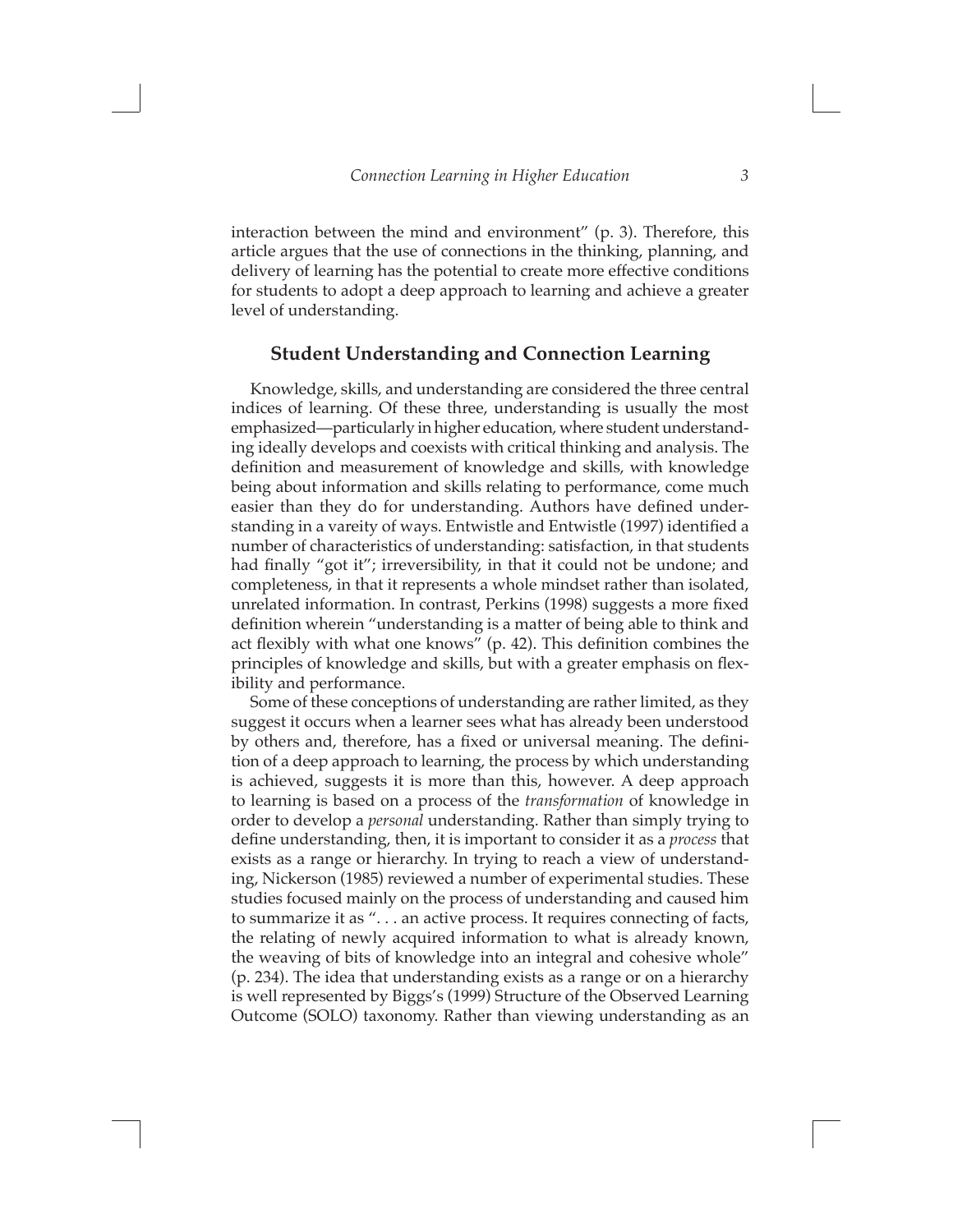interaction between the mind and environment" (p. 3). Therefore, this article argues that the use of connections in the thinking, planning, and delivery of learning has the potential to create more effective conditions for students to adopt a deep approach to learning and achieve a greater level of understanding.

## Student Understanding and Connection Learning

Knowledge, skills, and understanding are considered the three central indices of learning. Of these three, understanding is usually the most emphasized—particularly in higher education, where student understanding ideally develops and coexists with critical thinking and analysis. The definition and measurement of knowledge and skills, with knowledge being about information and skills relating to performance, come much easier than they do for understanding. Authors have defined understanding in a vareity of ways. Entwistle and Entwistle (1997) identified a number of characteristics of understanding: satisfaction, in that students had finally "got it"; irreversibility, in that it could not be undone; and completeness, in that it represents a whole mindset rather than isolated, unrelated information. In contrast, Perkins (1998) suggests a more fixed definition wherein "understanding is a matter of being able to think and act flexibly with what one knows" (p. 42). This definition combines the principles of knowledge and skills, but with a greater emphasis on flexibility and performance.

Some of these conceptions of understanding are rather limited, as they suggest it occurs when a learner sees what has already been understood by others and, therefore, has a fixed or universal meaning. The definition of a deep approach to learning, the process by which understanding is achieved, suggests it is more than this, however. A deep approach to learning is based on a process of the *transformation* of knowledge in order to develop a *personal* understanding. Rather than simply trying to define understanding, then, it is important to consider it as a *process* that exists as a range or hierarchy. In trying to reach a view of understanding, Nickerson (1985) reviewed a number of experimental studies. These studies focused mainly on the process of understanding and caused him to summarize it as ". . . an active process. It requires connecting of facts, the relating of newly acquired information to what is already known, the weaving of bits of knowledge into an integral and cohesive whole" (p. 234). The idea that understanding exists as a range or on a hierarchy is well represented by Biggs's (1999) Structure of the Observed Learning Outcome (SOLO) taxonomy. Rather than viewing understanding as an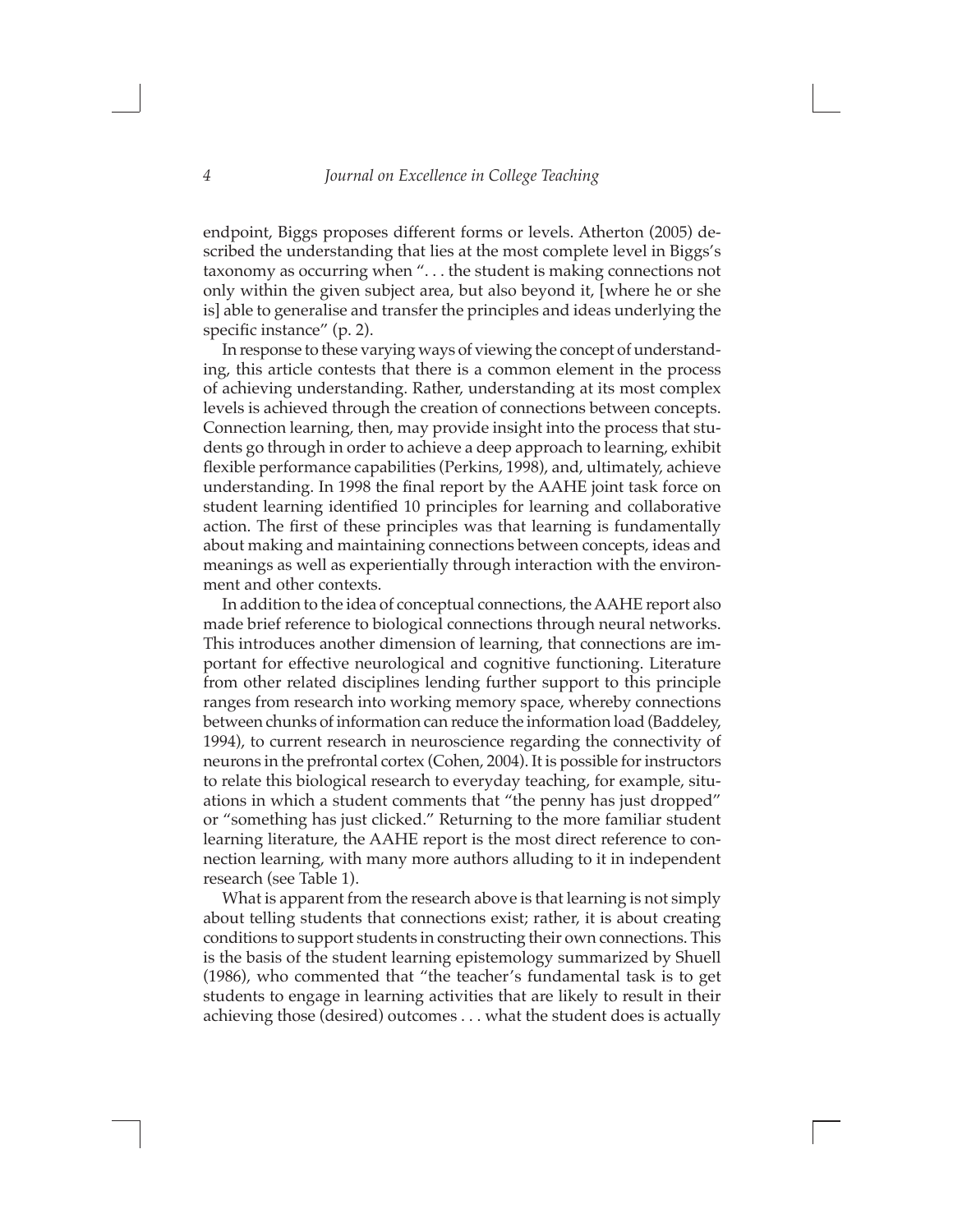endpoint, Biggs proposes different forms or levels. Atherton (2005) described the understanding that lies at the most complete level in Biggs's taxonomy as occurring when ". . . the student is making connections not only within the given subject area, but also beyond it, [where he or she is] able to generalise and transfer the principles and ideas underlying the specific instance" (p. 2).

In response to these varying ways of viewing the concept of understanding, this article contests that there is a common element in the process of achieving understanding. Rather, understanding at its most complex levels is achieved through the creation of connections between concepts. Connection learning, then, may provide insight into the process that students go through in order to achieve a deep approach to learning, exhibit flexible performance capabilities (Perkins, 1998), and, ultimately, achieve understanding. In 1998 the final report by the AAHE joint task force on student learning identified 10 principles for learning and collaborative action. The first of these principles was that learning is fundamentally about making and maintaining connections between concepts, ideas and meanings as well as experientially through interaction with the environment and other contexts.

In addition to the idea of conceptual connections, the AAHE report also made brief reference to biological connections through neural networks. This introduces another dimension of learning, that connections are important for effective neurological and cognitive functioning. Literature from other related disciplines lending further support to this principle ranges from research into working memory space, whereby connections between chunks of information can reduce the information load (Baddeley, 1994), to current research in neuroscience regarding the connectivity of neurons in the prefrontal cortex (Cohen, 2004). It is possible for instructors to relate this biological research to everyday teaching, for example, situations in which a student comments that "the penny has just dropped" or "something has just clicked." Returning to the more familiar student learning literature, the AAHE report is the most direct reference to connection learning, with many more authors alluding to it in independent research (see Table 1).

What is apparent from the research above is that learning is not simply about telling students that connections exist; rather, it is about creating conditions to support students in constructing their own connections. This is the basis of the student learning epistemology summarized by Shuell (1986), who commented that "the teacher's fundamental task is to get students to engage in learning activities that are likely to result in their achieving those (desired) outcomes . . . what the student does is actually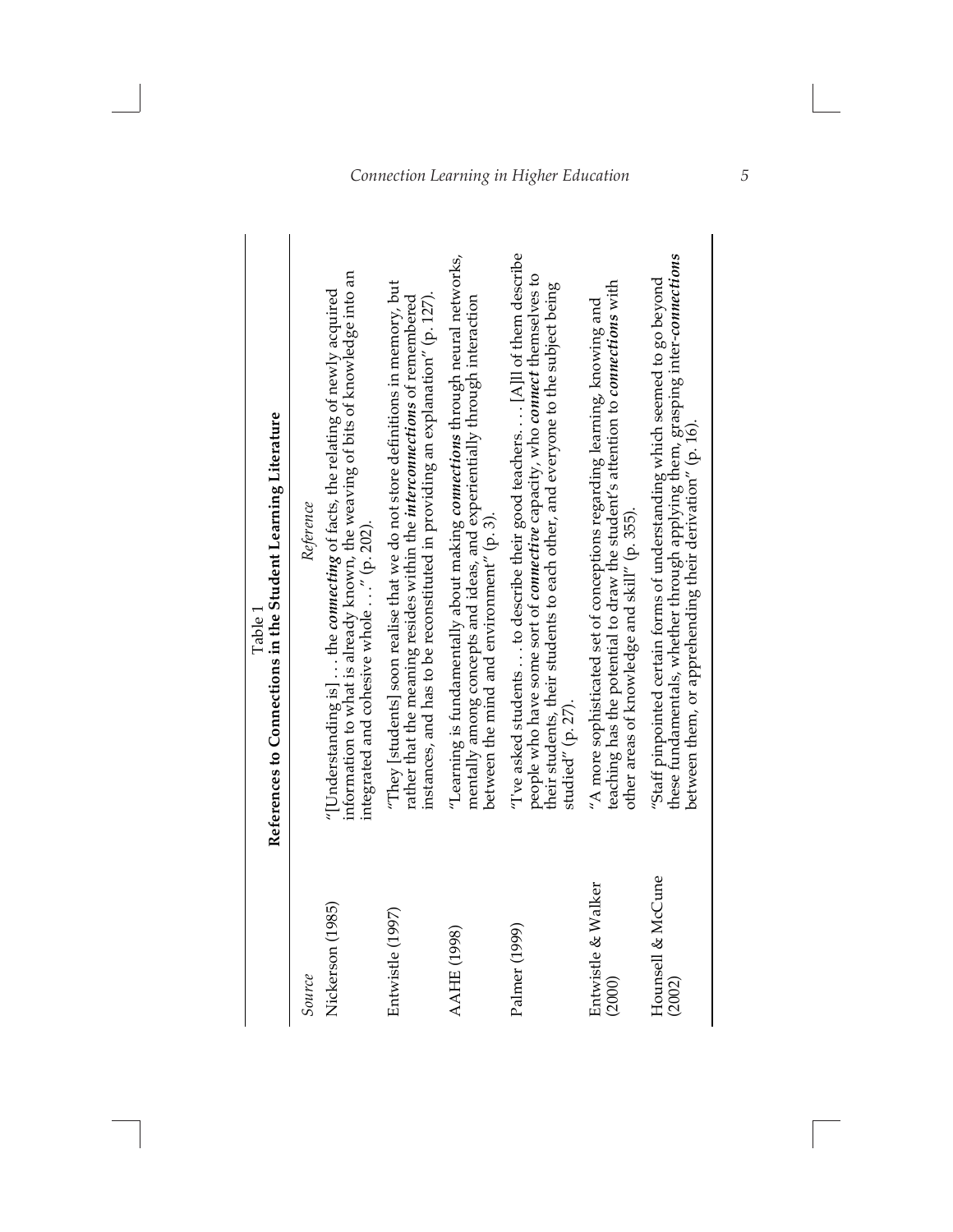Table 1

**References to Connections in the Student Learning Literature**

| *Source* | *Reference* |
|---|---|
| Nickerson (1985) | "[Understanding is] . . . the ***connecting*** of facts, the relating of newly acquired information to what is already known, the weaving of bits of knowledge into an integrated and cohesive whole . . ." (p. 202). |
| Entwistle (1997) | "They [students] soon realise that we do not store definitions in memory, but rather that the meaning resides within the ***interconnections*** of remembered instances, and has to be reconstituted in providing an explanation" (p. 127). |
| AAHE (1998) | "Learning is fundamentally about making ***connections*** through neural networks, mentally among concepts and ideas, and experientially through interaction between the mind and environment" (p. 3). |
| Palmer (1999) | "I've asked students . . . to describe their good teachers. . . . [A]ll of them describe people who have some sort of ***connective*** capacity, who ***connect*** themselves to their students, their students to each other, and everyone to the subject being studied" (p. 27). |
| Entwistle & Walker (2000) | "A more sophisticated set of conceptions regarding learning, knowing and teaching has the potential to draw the student's attention to ***connections*** with other areas of knowledge and skill" (p. 355). |
| Hounsell & McCune (2002) | "Staff pinpointed certain forms of understanding which seemed to go beyond these fundamentals, whether through applying them, grasping inter-***connections*** between them, or apprehending their derivation" (p. 16). |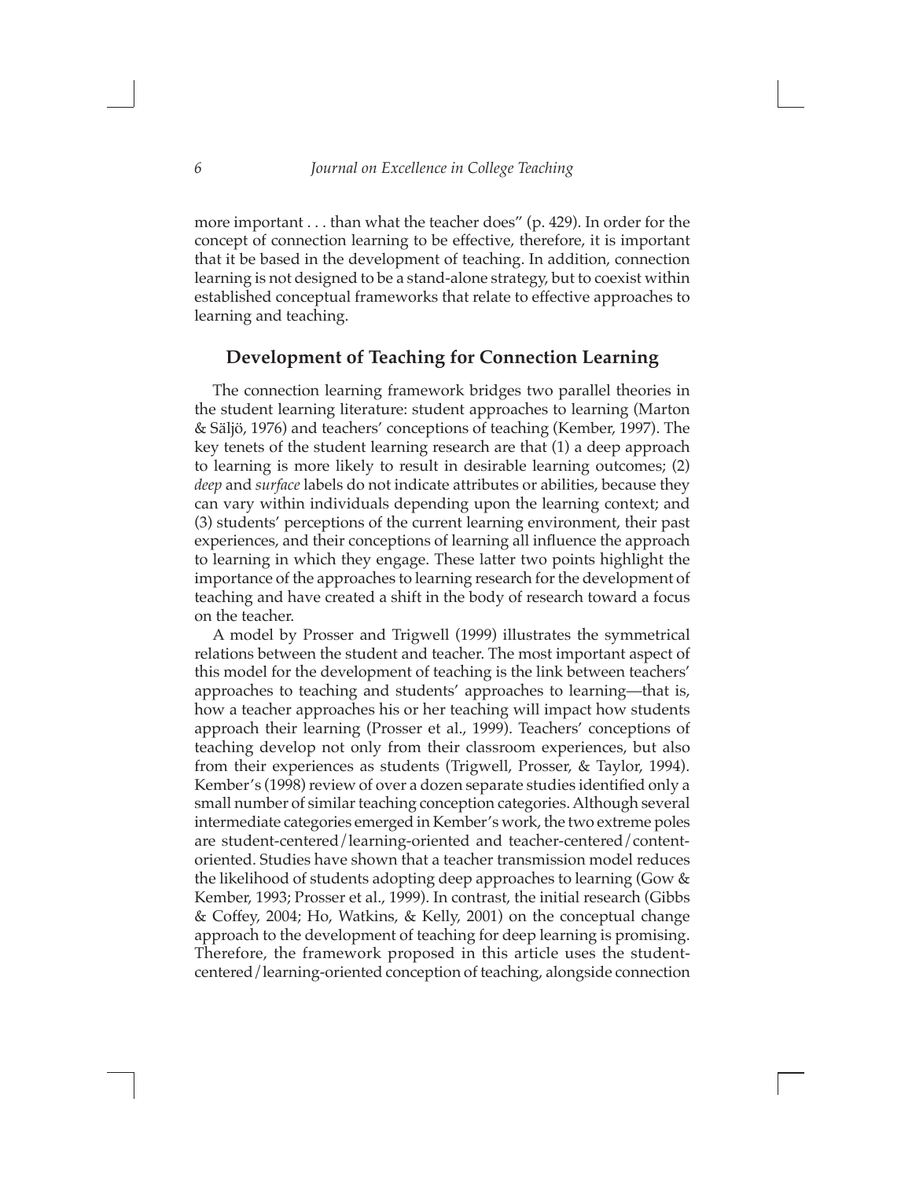more important . . . than what the teacher does" (p. 429). In order for the concept of connection learning to be effective, therefore, it is important that it be based in the development of teaching. In addition, connection learning is not designed to be a stand-alone strategy, but to coexist within established conceptual frameworks that relate to effective approaches to learning and teaching.

## Development of Teaching for Connection Learning

The connection learning framework bridges two parallel theories in the student learning literature: student approaches to learning (Marton & Säljö, 1976) and teachers' conceptions of teaching (Kember, 1997). The key tenets of the student learning research are that (1) a deep approach to learning is more likely to result in desirable learning outcomes; (2) *deep* and *surface* labels do not indicate attributes or abilities, because they can vary within individuals depending upon the learning context; and (3) students' perceptions of the current learning environment, their past experiences, and their conceptions of learning all influence the approach to learning in which they engage. These latter two points highlight the importance of the approaches to learning research for the development of teaching and have created a shift in the body of research toward a focus on the teacher.

A model by Prosser and Trigwell (1999) illustrates the symmetrical relations between the student and teacher. The most important aspect of this model for the development of teaching is the link between teachers' approaches to teaching and students' approaches to learning—that is, how a teacher approaches his or her teaching will impact how students approach their learning (Prosser et al., 1999). Teachers' conceptions of teaching develop not only from their classroom experiences, but also from their experiences as students (Trigwell, Prosser, & Taylor, 1994). Kember's (1998) review of over a dozen separate studies identified only a small number of similar teaching conception categories. Although several intermediate categories emerged in Kember's work, the two extreme poles are student-centered/learning-oriented and teacher-centered/content-oriented. Studies have shown that a teacher transmission model reduces the likelihood of students adopting deep approaches to learning (Gow & Kember, 1993; Prosser et al., 1999). In contrast, the initial research (Gibbs & Coffey, 2004; Ho, Watkins, & Kelly, 2001) on the conceptual change approach to the development of teaching for deep learning is promising. Therefore, the framework proposed in this article uses the student-centered/learning-oriented conception of teaching, alongside connection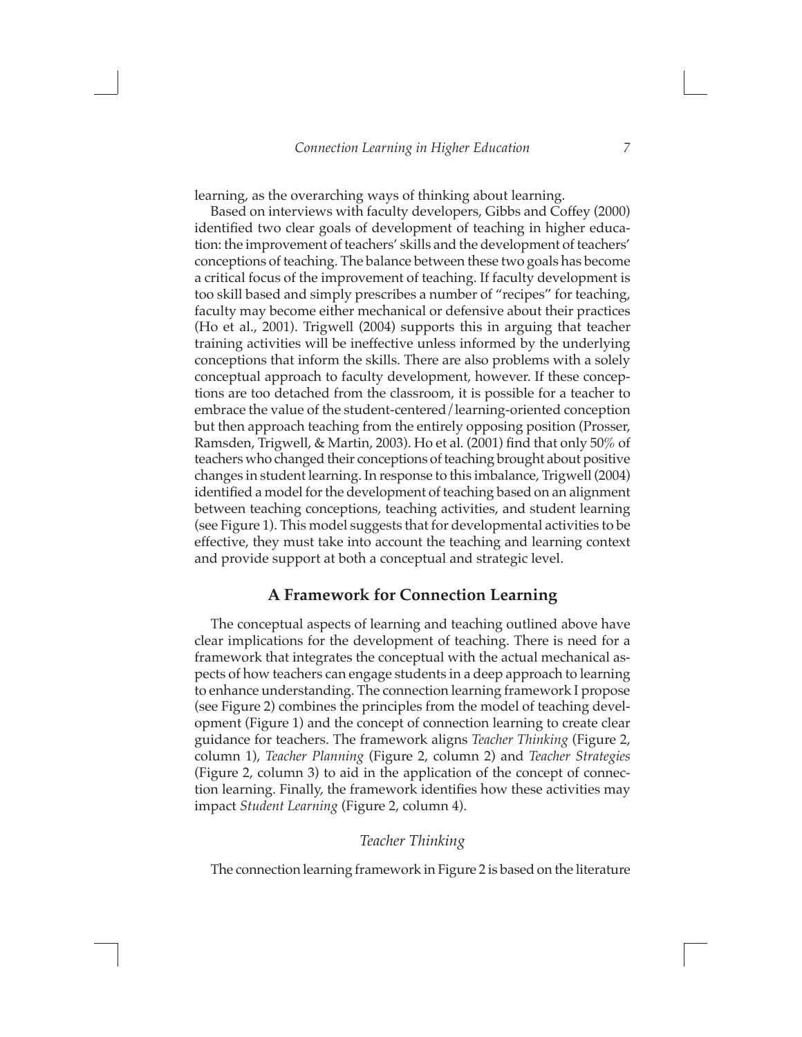learning, as the overarching ways of thinking about learning.

Based on interviews with faculty developers, Gibbs and Coffey (2000) identified two clear goals of development of teaching in higher education: the improvement of teachers' skills and the development of teachers' conceptions of teaching. The balance between these two goals has become a critical focus of the improvement of teaching. If faculty development is too skill based and simply prescribes a number of "recipes" for teaching, faculty may become either mechanical or defensive about their practices (Ho et al., 2001). Trigwell (2004) supports this in arguing that teacher training activities will be ineffective unless informed by the underlying conceptions that inform the skills. There are also problems with a solely conceptual approach to faculty development, however. If these conceptions are too detached from the classroom, it is possible for a teacher to embrace the value of the student-centered/learning-oriented conception but then approach teaching from the entirely opposing position (Prosser, Ramsden, Trigwell, & Martin, 2003). Ho et al. (2001) find that only 50% of teachers who changed their conceptions of teaching brought about positive changes in student learning. In response to this imbalance, Trigwell (2004) identified a model for the development of teaching based on an alignment between teaching conceptions, teaching activities, and student learning (see Figure 1). This model suggests that for developmental activities to be effective, they must take into account the teaching and learning context and provide support at both a conceptual and strategic level.

## A Framework for Connection Learning

The conceptual aspects of learning and teaching outlined above have clear implications for the development of teaching. There is need for a framework that integrates the conceptual with the actual mechanical aspects of how teachers can engage students in a deep approach to learning to enhance understanding. The connection learning framework I propose (see Figure 2) combines the principles from the model of teaching development (Figure 1) and the concept of connection learning to create clear guidance for teachers. The framework aligns *Teacher Thinking* (Figure 2, column 1), *Teacher Planning* (Figure 2, column 2) and *Teacher Strategies* (Figure 2, column 3) to aid in the application of the concept of connection learning. Finally, the framework identifies how these activities may impact *Student Learning* (Figure 2, column 4).

### *Teacher Thinking*

The connection learning framework in Figure 2 is based on the literature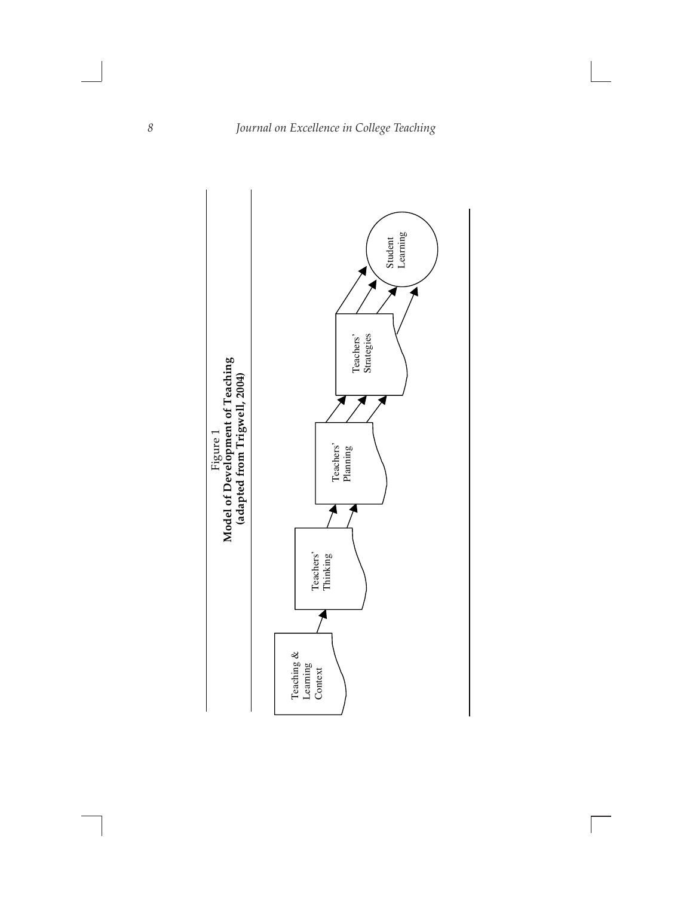Figure 1
**Model of Development of Teaching**
**(adapted from Trigwell, 2004)**

Teaching & Learning Context → Teachers' Thinking → Teachers' Planning → Teachers' Strategies → Student Learning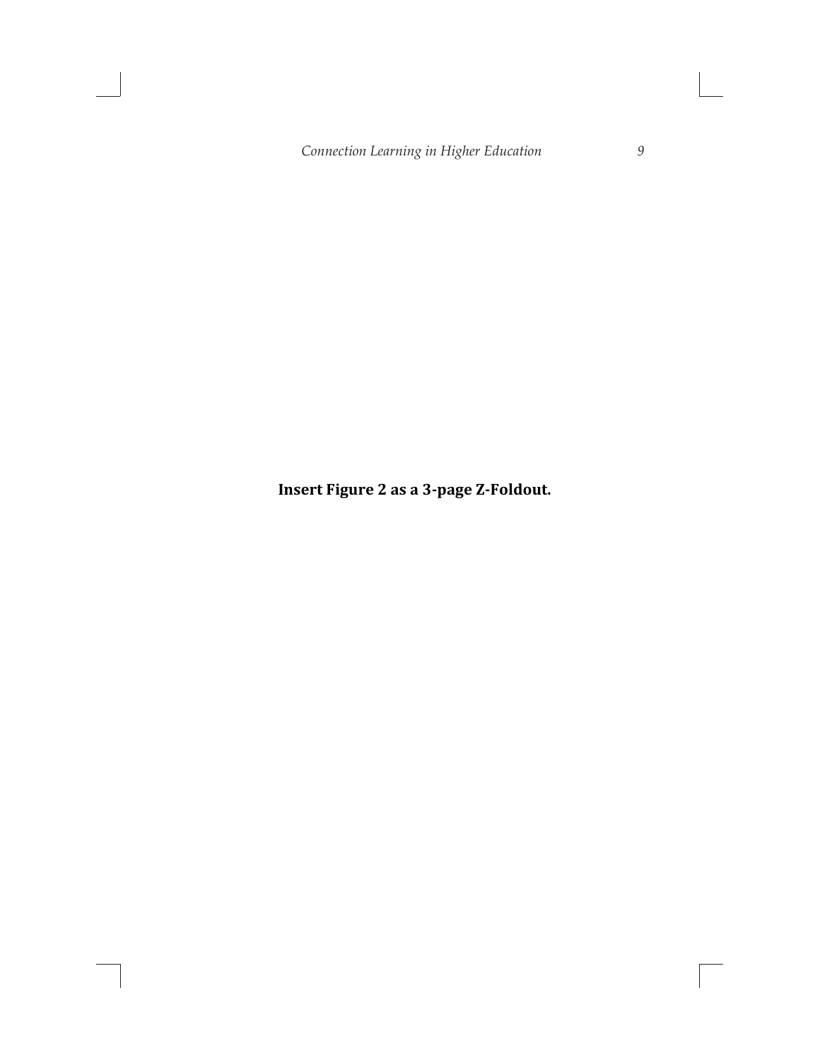**Insert Figure 2 as a 3-page Z-Foldout.**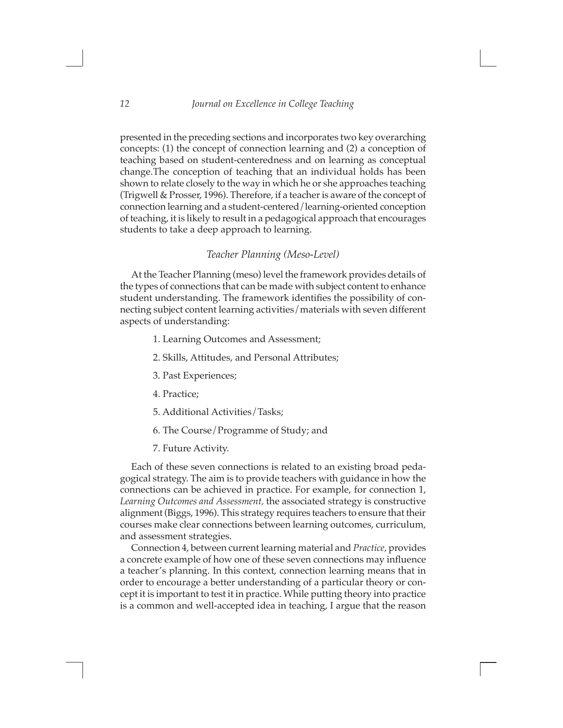presented in the preceding sections and incorporates two key overarching concepts: (1) the concept of connection learning and (2) a conception of teaching based on student-centeredness and on learning as conceptual change.The conception of teaching that an individual holds has been shown to relate closely to the way in which he or she approaches teaching (Trigwell & Prosser, 1996). Therefore, if a teacher is aware of the concept of connection learning and a student-centered/learning-oriented conception of teaching, it is likely to result in a pedagogical approach that encourages students to take a deep approach to learning.

### *Teacher Planning (Meso-Level)*

At the Teacher Planning (meso) level the framework provides details of the types of connections that can be made with subject content to enhance student understanding. The framework identifies the possibility of connecting subject content learning activities/materials with seven different aspects of understanding:

1. Learning Outcomes and Assessment;
2. Skills, Attitudes, and Personal Attributes;
3. Past Experiences;
4. Practice;
5. Additional Activities/Tasks;
6. The Course/Programme of Study; and
7. Future Activity.

Each of these seven connections is related to an existing broad pedagogical strategy. The aim is to provide teachers with guidance in how the connections can be achieved in practice. For example, for connection 1, *Learning Outcomes and Assessment,* the associated strategy is constructive alignment (Biggs, 1996). This strategy requires teachers to ensure that their courses make clear connections between learning outcomes, curriculum, and assessment strategies.

Connection 4, between current learning material and *Practice,* provides a concrete example of how one of these seven connections may influence a teacher's planning. In this context, connection learning means that in order to encourage a better understanding of a particular theory or concept it is important to test it in practice. While putting theory into practice is a common and well-accepted idea in teaching, I argue that the reason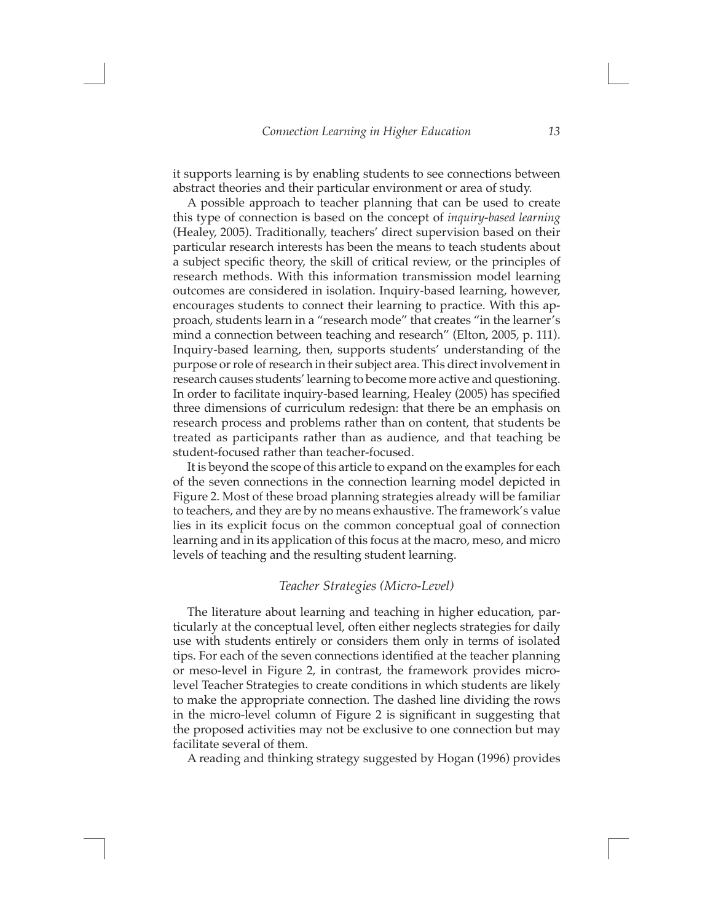it supports learning is by enabling students to see connections between abstract theories and their particular environment or area of study.

A possible approach to teacher planning that can be used to create this type of connection is based on the concept of *inquiry-based learning* (Healey, 2005). Traditionally, teachers' direct supervision based on their particular research interests has been the means to teach students about a subject specific theory, the skill of critical review, or the principles of research methods. With this information transmission model learning outcomes are considered in isolation. Inquiry-based learning, however, encourages students to connect their learning to practice. With this approach, students learn in a "research mode" that creates "in the learner's mind a connection between teaching and research" (Elton, 2005, p. 111). Inquiry-based learning, then, supports students' understanding of the purpose or role of research in their subject area. This direct involvement in research causes students' learning to become more active and questioning. In order to facilitate inquiry-based learning, Healey (2005) has specified three dimensions of curriculum redesign: that there be an emphasis on research process and problems rather than on content, that students be treated as participants rather than as audience, and that teaching be student-focused rather than teacher-focused.

It is beyond the scope of this article to expand on the examples for each of the seven connections in the connection learning model depicted in Figure 2. Most of these broad planning strategies already will be familiar to teachers, and they are by no means exhaustive. The framework's value lies in its explicit focus on the common conceptual goal of connection learning and in its application of this focus at the macro, meso, and micro levels of teaching and the resulting student learning.

### *Teacher Strategies (Micro-Level)*

The literature about learning and teaching in higher education, particularly at the conceptual level, often either neglects strategies for daily use with students entirely or considers them only in terms of isolated tips. For each of the seven connections identified at the teacher planning or meso-level in Figure 2, in contrast, the framework provides micro-level Teacher Strategies to create conditions in which students are likely to make the appropriate connection. The dashed line dividing the rows in the micro-level column of Figure 2 is significant in suggesting that the proposed activities may not be exclusive to one connection but may facilitate several of them.

A reading and thinking strategy suggested by Hogan (1996) provides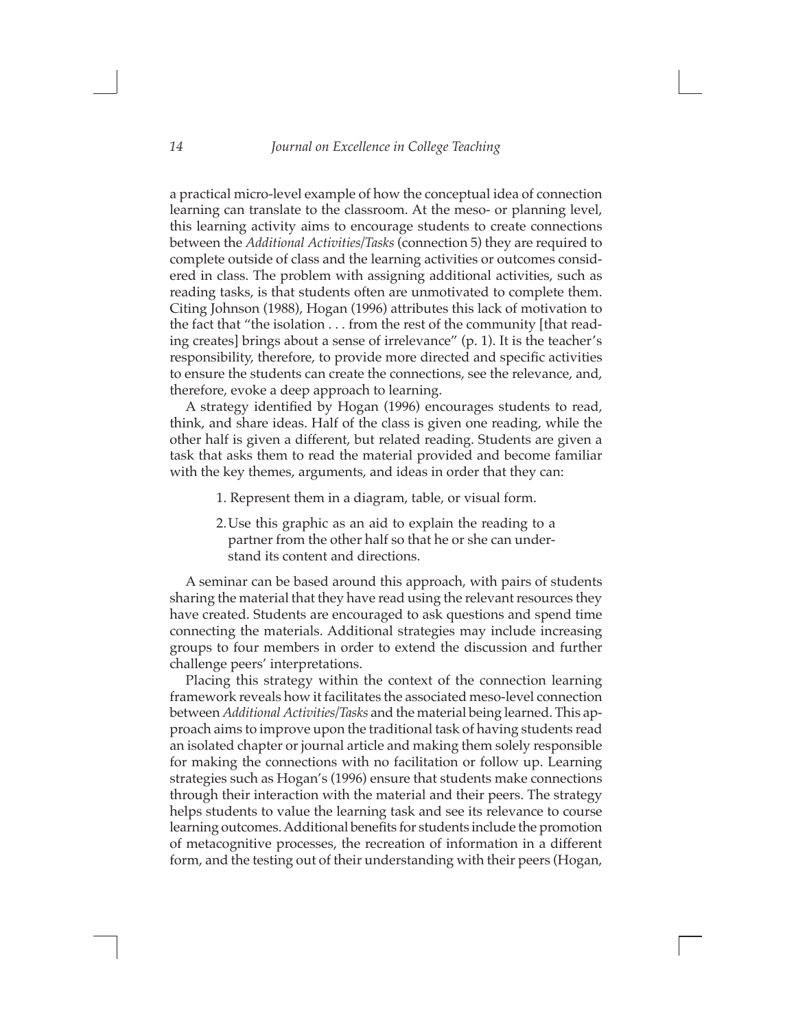a practical micro-level example of how the conceptual idea of connection learning can translate to the classroom. At the meso- or planning level, this learning activity aims to encourage students to create connections between the *Additional Activities/Tasks* (connection 5) they are required to complete outside of class and the learning activities or outcomes considered in class. The problem with assigning additional activities, such as reading tasks, is that students often are unmotivated to complete them. Citing Johnson (1988), Hogan (1996) attributes this lack of motivation to the fact that "the isolation . . . from the rest of the community [that reading creates] brings about a sense of irrelevance" (p. 1). It is the teacher's responsibility, therefore, to provide more directed and specific activities to ensure the students can create the connections, see the relevance, and, therefore, evoke a deep approach to learning.

A strategy identified by Hogan (1996) encourages students to read, think, and share ideas. Half of the class is given one reading, while the other half is given a different, but related reading. Students are given a task that asks them to read the material provided and become familiar with the key themes, arguments, and ideas in order that they can:

1. Represent them in a diagram, table, or visual form.
2. Use this graphic as an aid to explain the reading to a partner from the other half so that he or she can understand its content and directions.

A seminar can be based around this approach, with pairs of students sharing the material that they have read using the relevant resources they have created. Students are encouraged to ask questions and spend time connecting the materials. Additional strategies may include increasing groups to four members in order to extend the discussion and further challenge peers' interpretations.

Placing this strategy within the context of the connection learning framework reveals how it facilitates the associated meso-level connection between *Additional Activities/Tasks* and the material being learned. This approach aims to improve upon the traditional task of having students read an isolated chapter or journal article and making them solely responsible for making the connections with no facilitation or follow up. Learning strategies such as Hogan's (1996) ensure that students make connections through their interaction with the material and their peers. The strategy helps students to value the learning task and see its relevance to course learning outcomes. Additional benefits for students include the promotion of metacognitive processes, the recreation of information in a different form, and the testing out of their understanding with their peers (Hogan,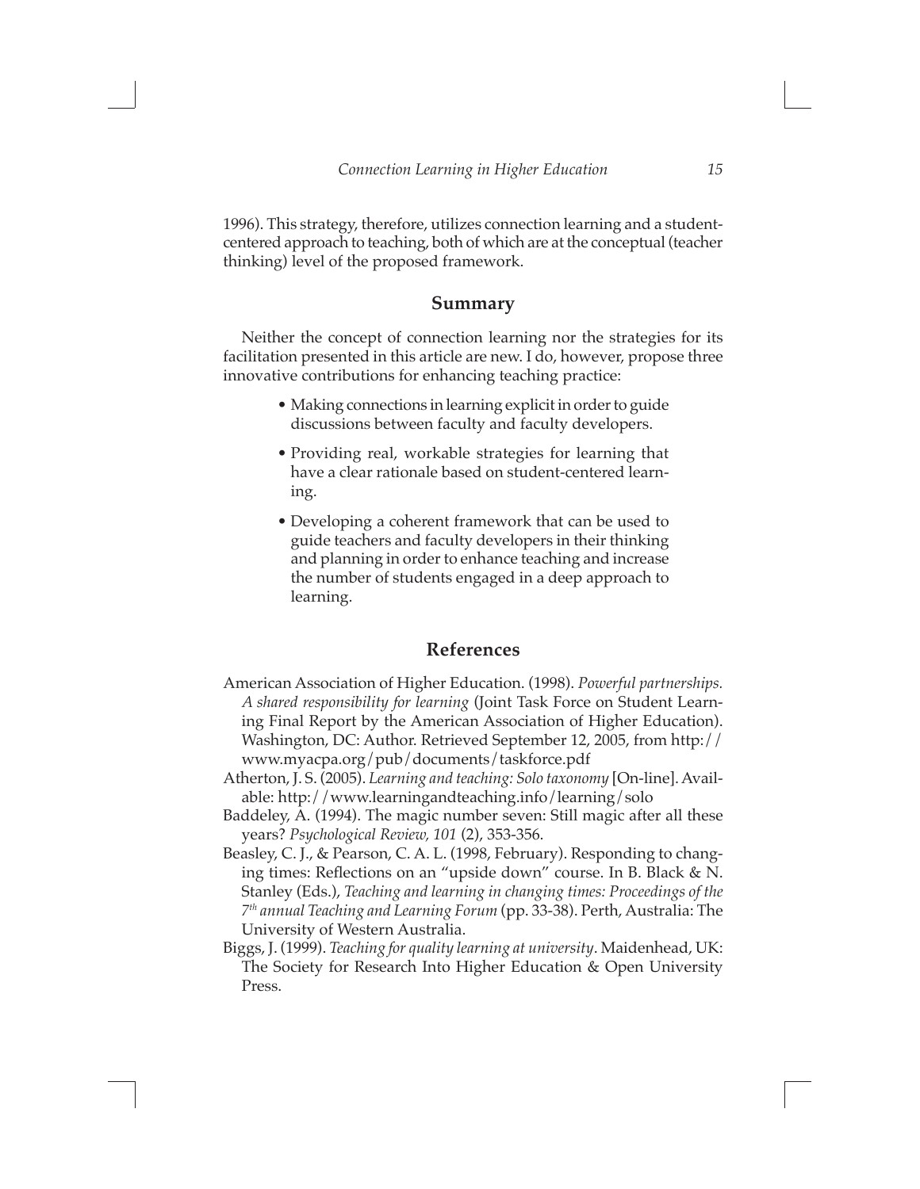1996). This strategy, therefore, utilizes connection learning and a student-centered approach to teaching, both of which are at the conceptual (teacher thinking) level of the proposed framework.

## Summary

Neither the concept of connection learning nor the strategies for its facilitation presented in this article are new. I do, however, propose three innovative contributions for enhancing teaching practice:

- Making connections in learning explicit in order to guide discussions between faculty and faculty developers.
- Providing real, workable strategies for learning that have a clear rationale based on student-centered learning.
- Developing a coherent framework that can be used to guide teachers and faculty developers in their thinking and planning in order to enhance teaching and increase the number of students engaged in a deep approach to learning.

## References

American Association of Higher Education. (1998). *Powerful partnerships. A shared responsibility for learning* (Joint Task Force on Student Learning Final Report by the American Association of Higher Education). Washington, DC: Author. Retrieved September 12, 2005, from http://www.myacpa.org/pub/documents/taskforce.pdf

Atherton, J. S. (2005). *Learning and teaching: Solo taxonomy* [On-line]. Available: http://www.learningandteaching.info/learning/solo

Baddeley, A. (1994). The magic number seven: Still magic after all these years? *Psychological Review, 101* (2), 353-356.

Beasley, C. J., & Pearson, C. A. L. (1998, February). Responding to changing times: Reflections on an "upside down" course. In B. Black & N. Stanley (Eds.), *Teaching and learning in changing times: Proceedings of the 7th annual Teaching and Learning Forum* (pp. 33-38). Perth, Australia: The University of Western Australia.

Biggs, J. (1999). *Teaching for quality learning at university*. Maidenhead, UK: The Society for Research Into Higher Education & Open University Press.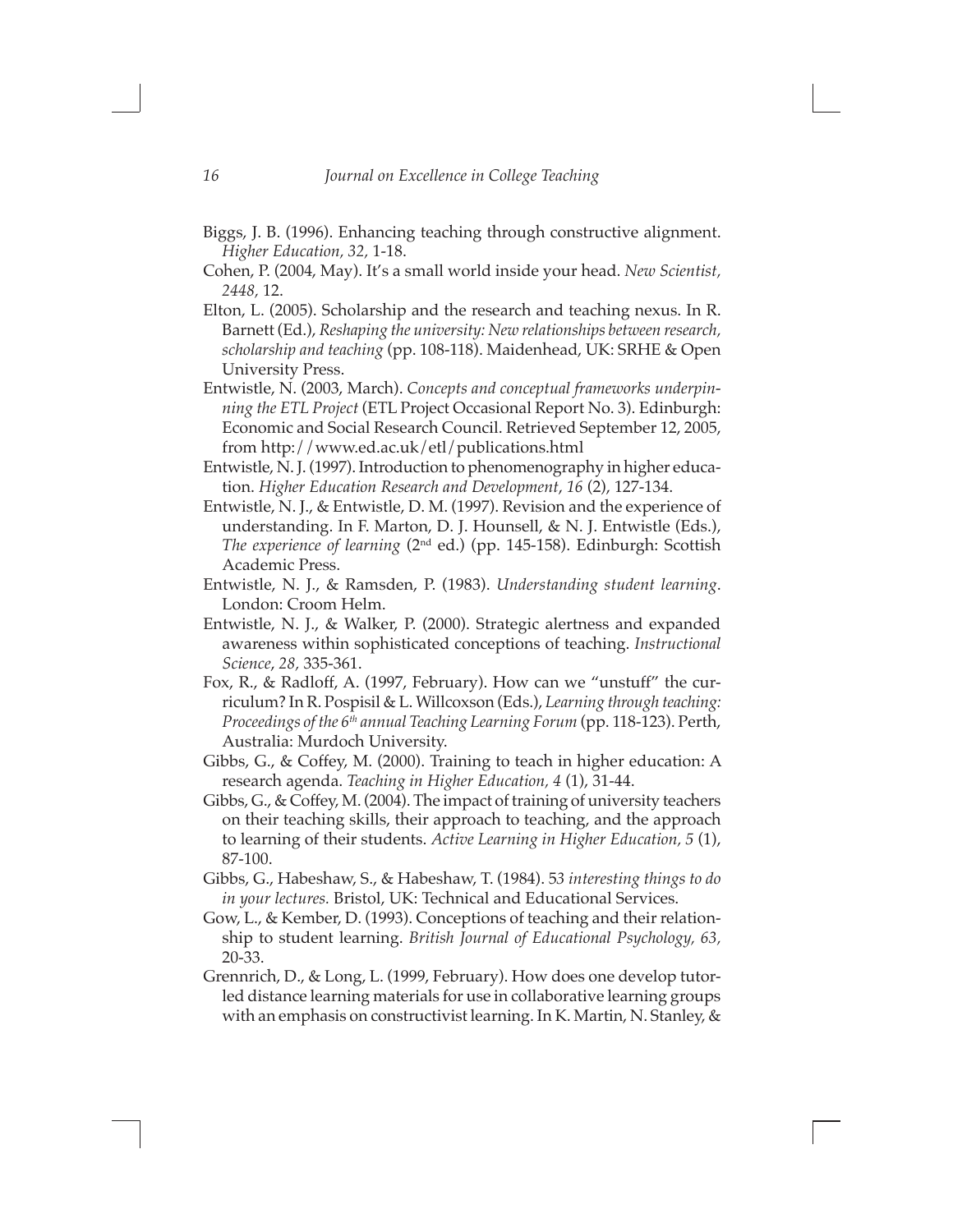Biggs, J. B. (1996). Enhancing teaching through constructive alignment. *Higher Education, 32,* 1-18.

Cohen, P. (2004, May). It's a small world inside your head. *New Scientist, 2448,* 12.

Elton, L. (2005). Scholarship and the research and teaching nexus. In R. Barnett (Ed.), *Reshaping the university: New relationships between research, scholarship and teaching* (pp. 108-118). Maidenhead, UK: SRHE & Open University Press.

Entwistle, N. (2003, March). *Concepts and conceptual frameworks underpinning the ETL Project* (ETL Project Occasional Report No. 3). Edinburgh: Economic and Social Research Council. Retrieved September 12, 2005, from http://www.ed.ac.uk/etl/publications.html

Entwistle, N. J. (1997). Introduction to phenomenography in higher education. *Higher Education Research and Development*, *16* (2), 127-134.

Entwistle, N. J., & Entwistle, D. M. (1997). Revision and the experience of understanding. In F. Marton, D. J. Hounsell, & N. J. Entwistle (Eds.), *The experience of learning* (2nd ed.) (pp. 145-158). Edinburgh: Scottish Academic Press.

Entwistle, N. J., & Ramsden, P. (1983). *Understanding student learning*. London: Croom Helm.

Entwistle, N. J., & Walker, P. (2000). Strategic alertness and expanded awareness within sophisticated conceptions of teaching. *Instructional Science*, *28,* 335-361.

Fox, R., & Radloff, A. (1997, February). How can we "unstuff" the curriculum? In R. Pospisil & L. Willcoxson (Eds.), *Learning through teaching: Proceedings of the 6th annual Teaching Learning Forum* (pp. 118-123). Perth, Australia: Murdoch University.

Gibbs, G., & Coffey, M. (2000). Training to teach in higher education: A research agenda. *Teaching in Higher Education, 4* (1), 31-44.

Gibbs, G., & Coffey, M. (2004). The impact of training of university teachers on their teaching skills, their approach to teaching, and the approach to learning of their students. *Active Learning in Higher Education, 5* (1), 87-100.

Gibbs, G., Habeshaw, S., & Habeshaw, T. (1984). *53 interesting things to do in your lectures.* Bristol, UK: Technical and Educational Services.

Gow, L., & Kember, D. (1993). Conceptions of teaching and their relationship to student learning. *British Journal of Educational Psychology, 63,* 20-33.

Grennrich, D., & Long, L. (1999, February). How does one develop tutor-led distance learning materials for use in collaborative learning groups with an emphasis on constructivist learning. In K. Martin, N. Stanley, &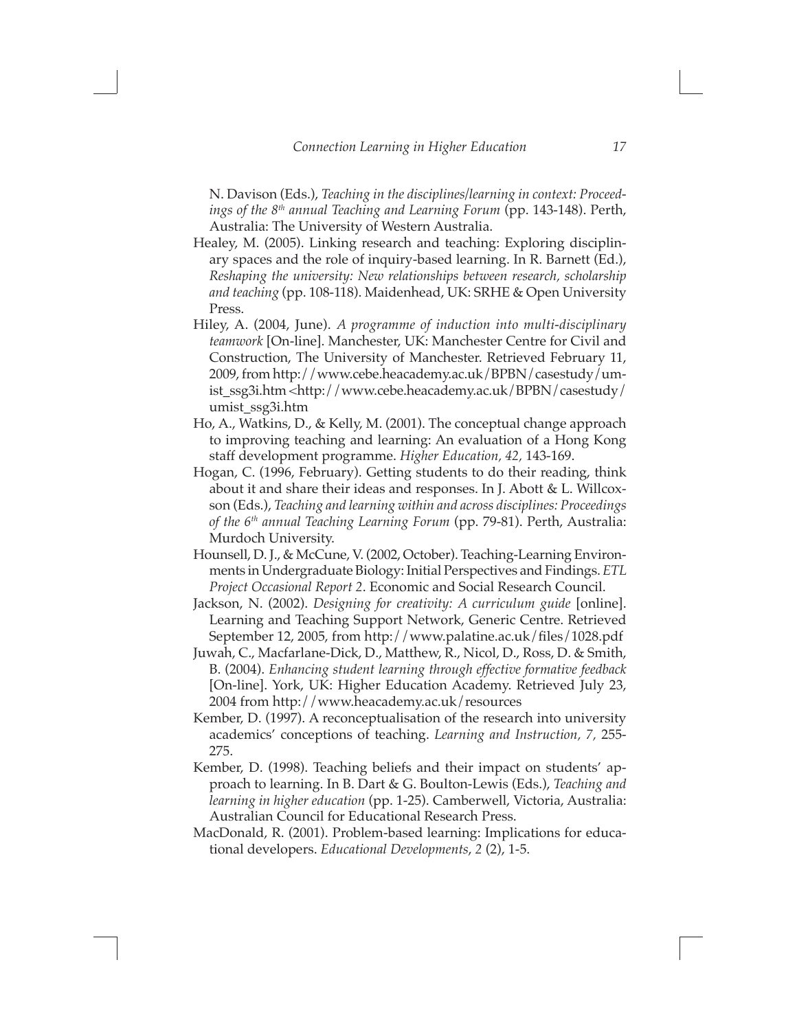N. Davison (Eds.), *Teaching in the disciplines/learning in context: Proceedings of the 8th annual Teaching and Learning Forum* (pp. 143-148). Perth, Australia: The University of Western Australia.

Healey, M. (2005). Linking research and teaching: Exploring disciplinary spaces and the role of inquiry-based learning. In R. Barnett (Ed.), *Reshaping the university: New relationships between research, scholarship and teaching* (pp. 108-118). Maidenhead, UK: SRHE & Open University Press.

Hiley, A. (2004, June). *A programme of induction into multi-disciplinary teamwork* [On-line]. Manchester, UK: Manchester Centre for Civil and Construction, The University of Manchester. Retrieved February 11, 2009, from http://www.cebe.heacademy.ac.uk/BPBN/casestudy/umist_ssg3i.htm <http://www.cebe.heacademy.ac.uk/BPBN/casestudy/umist_ssg3i.htm

Ho, A., Watkins, D., & Kelly, M. (2001). The conceptual change approach to improving teaching and learning: An evaluation of a Hong Kong staff development programme. *Higher Education, 42,* 143-169.

Hogan, C. (1996, February). Getting students to do their reading, think about it and share their ideas and responses. In J. Abott & L. Willcoxson (Eds.), *Teaching and learning within and across disciplines: Proceedings of the 6th annual Teaching Learning Forum* (pp. 79-81). Perth, Australia: Murdoch University.

Hounsell, D. J., & McCune, V. (2002, October). Teaching-Learning Environments in Undergraduate Biology: Initial Perspectives and Findings. *ETL Project Occasional Report 2*. Economic and Social Research Council.

Jackson, N. (2002). *Designing for creativity: A curriculum guide* [online]. Learning and Teaching Support Network, Generic Centre. Retrieved September 12, 2005, from http://www.palatine.ac.uk/files/1028.pdf

Juwah, C., Macfarlane-Dick, D., Matthew, R., Nicol, D., Ross, D. & Smith, B. (2004). *Enhancing student learning through effective formative feedback* [On-line]. York, UK: Higher Education Academy. Retrieved July 23, 2004 from http://www.heacademy.ac.uk/resources

Kember, D. (1997). A reconceptualisation of the research into university academics' conceptions of teaching. *Learning and Instruction, 7,* 255-275.

Kember, D. (1998). Teaching beliefs and their impact on students' approach to learning. In B. Dart & G. Boulton-Lewis (Eds.), *Teaching and learning in higher education* (pp. 1-25). Camberwell, Victoria, Australia: Australian Council for Educational Research Press.

MacDonald, R. (2001). Problem-based learning: Implications for educational developers. *Educational Developments*, *2* (2), 1-5.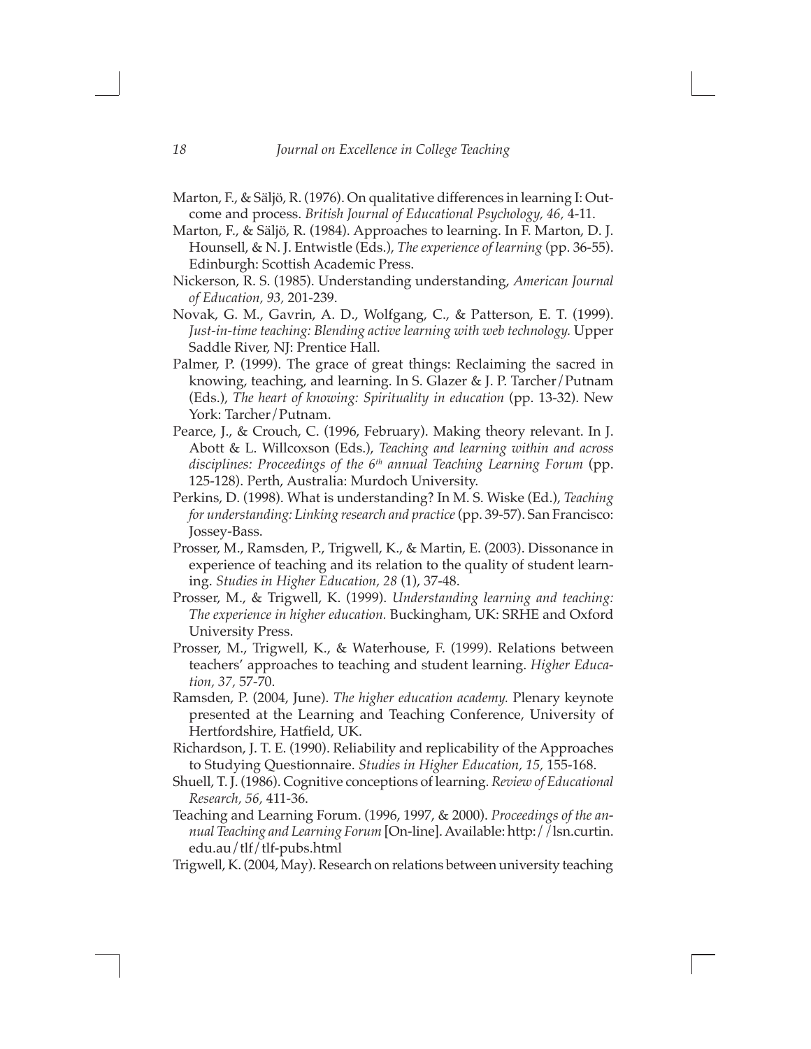Marton, F., & Säljö, R. (1976). On qualitative differences in learning I: Outcome and process. *British Journal of Educational Psychology, 46,* 4-11.

Marton, F., & Säljö, R. (1984). Approaches to learning. In F. Marton, D. J. Hounsell, & N. J. Entwistle (Eds.), *The experience of learning* (pp. 36-55). Edinburgh: Scottish Academic Press.

Nickerson, R. S. (1985). Understanding understanding, *American Journal of Education, 93,* 201-239.

Novak, G. M., Gavrin, A. D., Wolfgang, C., & Patterson, E. T. (1999). *Just-in-time teaching: Blending active learning with web technology.* Upper Saddle River, NJ: Prentice Hall.

Palmer, P. (1999). The grace of great things: Reclaiming the sacred in knowing, teaching, and learning. In S. Glazer & J. P. Tarcher/Putnam (Eds.), *The heart of knowing: Spirituality in education* (pp. 13-32). New York: Tarcher/Putnam.

Pearce, J., & Crouch, C. (1996, February). Making theory relevant. In J. Abott & L. Willcoxson (Eds.), *Teaching and learning within and across disciplines: Proceedings of the 6th annual Teaching Learning Forum* (pp. 125-128). Perth, Australia: Murdoch University.

Perkins, D. (1998). What is understanding? In M. S. Wiske (Ed.), *Teaching for understanding: Linking research and practice* (pp. 39-57). San Francisco: Jossey-Bass.

Prosser, M., Ramsden, P., Trigwell, K., & Martin, E. (2003). Dissonance in experience of teaching and its relation to the quality of student learning. *Studies in Higher Education, 28* (1), 37-48.

Prosser, M., & Trigwell, K. (1999). *Understanding learning and teaching: The experience in higher education.* Buckingham, UK: SRHE and Oxford University Press.

Prosser, M., Trigwell, K., & Waterhouse, F. (1999). Relations between teachers' approaches to teaching and student learning. *Higher Education, 37,* 57-70.

Ramsden, P. (2004, June). *The higher education academy.* Plenary keynote presented at the Learning and Teaching Conference, University of Hertfordshire, Hatfield, UK.

Richardson, J. T. E. (1990). Reliability and replicability of the Approaches to Studying Questionnaire. *Studies in Higher Education, 15,* 155-168.

Shuell, T. J. (1986). Cognitive conceptions of learning. *Review of Educational Research, 56,* 411-36.

Teaching and Learning Forum. (1996, 1997, & 2000). *Proceedings of the annual Teaching and Learning Forum* [On-line]. Available: http://lsn.curtin.edu.au/tlf/tlf-pubs.html

Trigwell, K. (2004, May). Research on relations between university teaching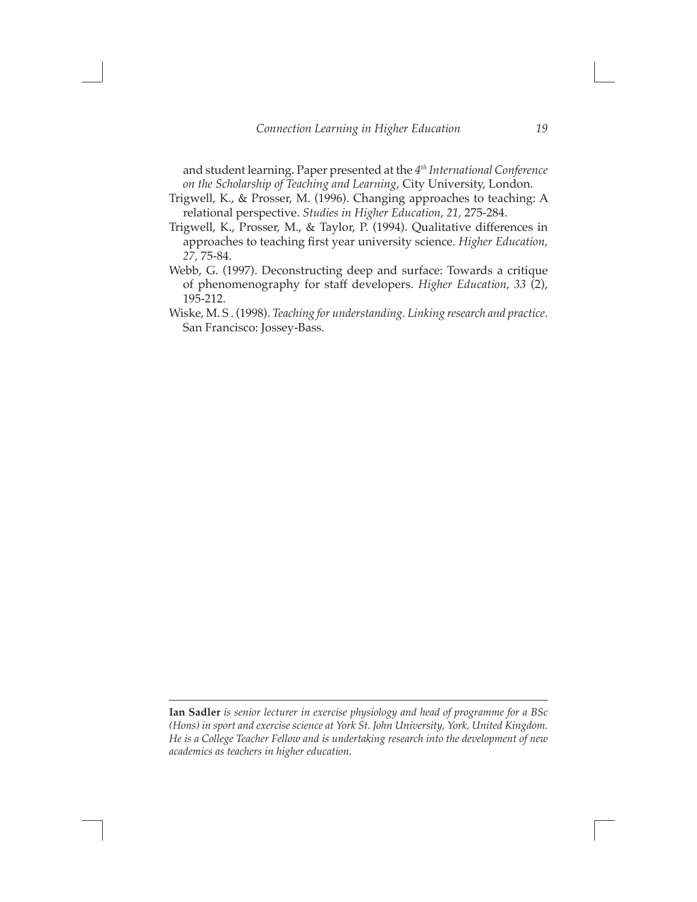and student learning. Paper presented at the *4th International Conference on the Scholarship of Teaching and Learning*, City University, London.

Trigwell, K., & Prosser, M. (1996). Changing approaches to teaching: A relational perspective. *Studies in Higher Education*, *21,* 275-284.

Trigwell, K., Prosser, M., & Taylor, P. (1994). Qualitative differences in approaches to teaching first year university science. *Higher Education, 27*, 75-84.

Webb, G. (1997). Deconstructing deep and surface: Towards a critique of phenomenography for staff developers. *Higher Education*, *33* (2), 195-212.

Wiske, M. S . (1998). *Teaching for understanding. Linking research and practice*. San Francisco: Jossey-Bass.

---

**Ian Sadler** *is senior lecturer in exercise physiology and head of programme for a BSc (Hons) in sport and exercise science at York St. John University, York, United Kingdom. He is a College Teacher Fellow and is undertaking research into the development of new academics as teachers in higher education.*